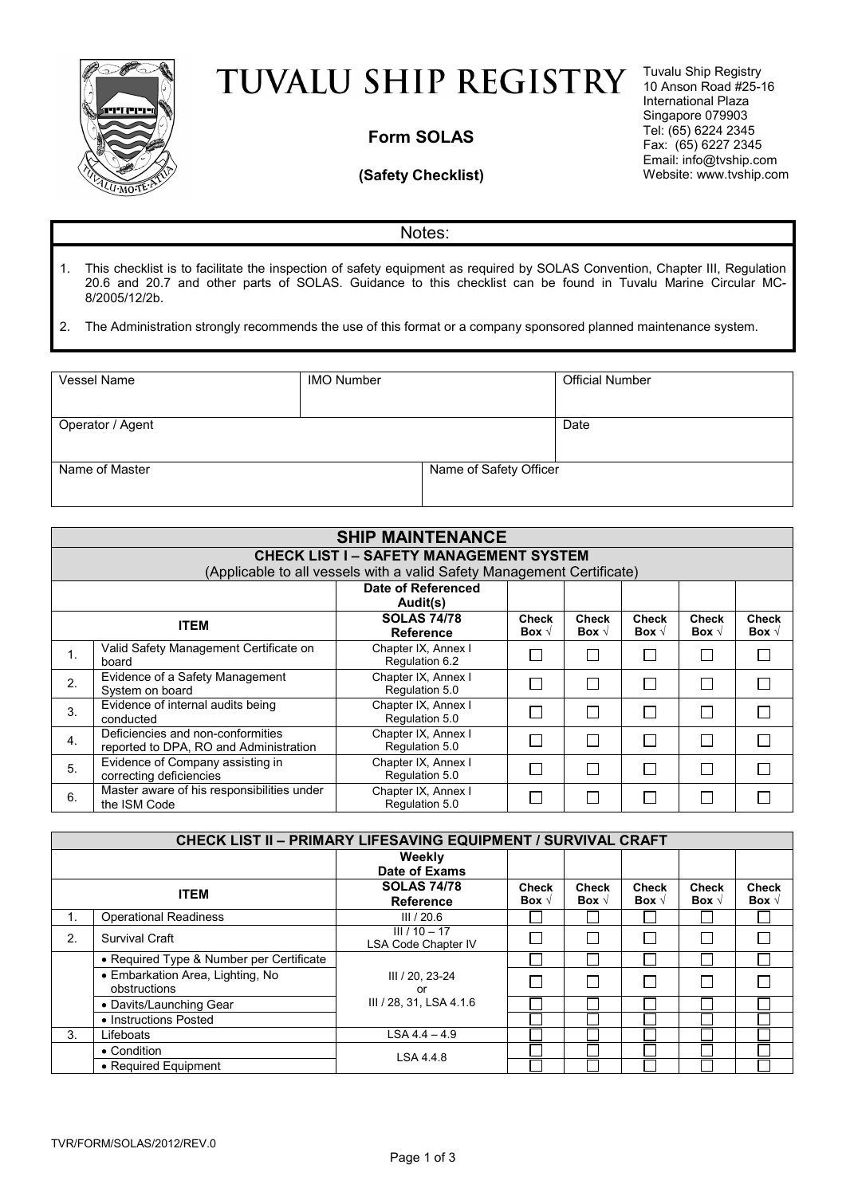# TUVALU SHIP REGISTRY

**Form SOLAS**

**(Safety Checklist)**

Tuvalu Ship Registry
10 Anson Road #25-16
International Plaza
Singapore 079903
Tel: (65) 6224 2345
Fax: (65) 6227 2345
Email: info@tvship.com
Website: www.tvship.com

## Notes:

1. This checklist is to facilitate the inspection of safety equipment as required by SOLAS Convention, Chapter III, Regulation 20.6 and 20.7 and other parts of SOLAS. Guidance to this checklist can be found in Tuvalu Marine Circular MC-8/2005/12/2b.
2. The Administration strongly recommends the use of this format or a company sponsored planned maintenance system.

| Vessel Name | IMO Number | Official Number |
|---|---|---|
| Operator / Agent | | Date |
| Name of Master | Name of Safety Officer | |

## SHIP MAINTENANCE

### CHECK LIST I – SAFETY MANAGEMENT SYSTEM

(Applicable to all vessels with a valid Safety Management Certificate)

| | | Date of Referenced Audit(s) | | | | | |
|---|---|---|---|---|---|---|---|
| | **ITEM** | **SOLAS 74/78 Reference** | **Check Box √** | **Check Box √** | **Check Box √** | **Check Box √** | **Check Box √** |
| 1. | Valid Safety Management Certificate on board | Chapter IX, Annex I Regulation 6.2 | ☐ | ☐ | ☐ | ☐ | ☐ |
| 2. | Evidence of a Safety Management System on board | Chapter IX, Annex I Regulation 5.0 | ☐ | ☐ | ☐ | ☐ | ☐ |
| 3. | Evidence of internal audits being conducted | Chapter IX, Annex I Regulation 5.0 | ☐ | ☐ | ☐ | ☐ | ☐ |
| 4. | Deficiencies and non-conformities reported to DPA, RO and Administration | Chapter IX, Annex I Regulation 5.0 | ☐ | ☐ | ☐ | ☐ | ☐ |
| 5. | Evidence of Company assisting in correcting deficiencies | Chapter IX, Annex I Regulation 5.0 | ☐ | ☐ | ☐ | ☐ | ☐ |
| 6. | Master aware of his responsibilities under the ISM Code | Chapter IX, Annex I Regulation 5.0 | ☐ | ☐ | ☐ | ☐ | ☐ |

### CHECK LIST II – PRIMARY LIFESAVING EQUIPMENT / SURVIVAL CRAFT

| | | Weekly Date of Exams | | | | | |
|---|---|---|---|---|---|---|---|
| | **ITEM** | **SOLAS 74/78 Reference** | **Check Box √** | **Check Box √** | **Check Box √** | **Check Box √** | **Check Box √** |
| 1. | Operational Readiness | III / 20.6 | ☐ | ☐ | ☐ | ☐ | ☐ |
| 2. | Survival Craft | III / 10 – 17 LSA Code Chapter IV | ☐ | ☐ | ☐ | ☐ | ☐ |
| | • Required Type & Number per Certificate | III / 20, 23-24 or III / 28, 31, LSA 4.1.6 | ☐ | ☐ | ☐ | ☐ | ☐ |
| | • Embarkation Area, Lighting, No obstructions | | ☐ | ☐ | ☐ | ☐ | ☐ |
| | • Davits/Launching Gear | | ☐ | ☐ | ☐ | ☐ | ☐ |
| | • Instructions Posted | | ☐ | ☐ | ☐ | ☐ | ☐ |
| 3. | Lifeboats | LSA 4.4 – 4.9 | ☐ | ☐ | ☐ | ☐ | ☐ |
| | • Condition | LSA 4.4.8 | ☐ | ☐ | ☐ | ☐ | ☐ |
| | • Required Equipment | | ☐ | ☐ | ☐ | ☐ | ☐ |

TVR/FORM/SOLAS/2012/REV.0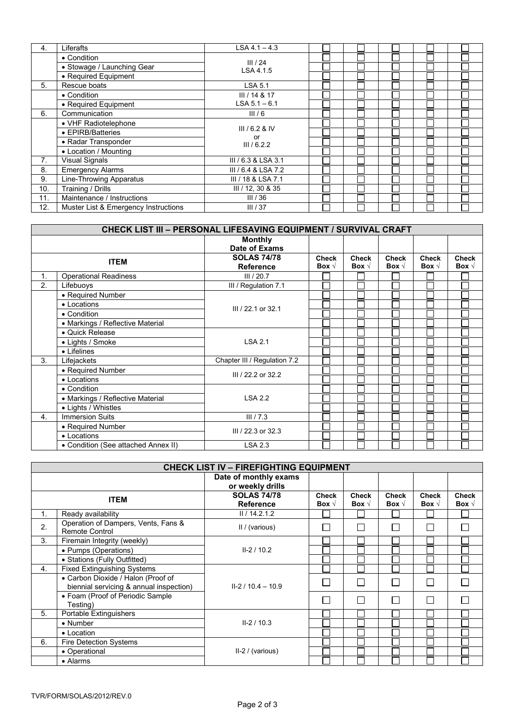| 4. | Liferafts | LSA 4.1 – 4.3 | ☐ | ☐ | ☐ | ☐ | ☐ |
|---|---|---|---|---|---|---|---|
| | • Condition | III / 24<br>LSA 4.1.5 | ☐ | ☐ | ☐ | ☐ | ☐ |
| | • Stowage / Launching Gear | | ☐ | ☐ | ☐ | ☐ | ☐ |
| | • Required Equipment | | ☐ | ☐ | ☐ | ☐ | ☐ |
| 5. | Rescue boats | LSA 5.1 | ☐ | ☐ | ☐ | ☐ | ☐ |
| | • Condition | III / 14 & 17 | ☐ | ☐ | ☐ | ☐ | ☐ |
| | • Required Equipment | LSA 5.1 – 6.1 | ☐ | ☐ | ☐ | ☐ | ☐ |
| 6. | Communication | III / 6 | ☐ | ☐ | ☐ | ☐ | ☐ |
| | • VHF Radiotelephone | III / 6.2 & IV<br>or<br>III / 6.2.2 | ☐ | ☐ | ☐ | ☐ | ☐ |
| | • EPIRB/Batteries | | ☐ | ☐ | ☐ | ☐ | ☐ |
| | • Radar Transponder | | ☐ | ☐ | ☐ | ☐ | ☐ |
| | • Location / Mounting | | ☐ | ☐ | ☐ | ☐ | ☐ |
| 7. | Visual Signals | III / 6.3 & LSA 3.1 | ☐ | ☐ | ☐ | ☐ | ☐ |
| 8. | Emergency Alarms | III / 6.4 & LSA 7.2 | ☐ | ☐ | ☐ | ☐ | ☐ |
| 9. | Line-Throwing Apparatus | III / 18 & LSA 7.1 | ☐ | ☐ | ☐ | ☐ | ☐ |
| 10. | Training / Drills | III / 12, 30 & 35 | ☐ | ☐ | ☐ | ☐ | ☐ |
| 11. | Maintenance / Instructions | III / 36 | ☐ | ☐ | ☐ | ☐ | ☐ |
| 12. | Muster List & Emergency Instructions | III / 37 | ☐ | ☐ | ☐ | ☐ | ☐ |

| **CHECK LIST III – PERSONAL LIFESAVING EQUIPMENT / SURVIVAL CRAFT** | | | | | | | |
|---|---|---|---|---|---|---|---|
| | | **Monthly Date of Exams** | | | | | |
| **ITEM** | | **SOLAS 74/78 Reference** | **Check Box √** | **Check Box √** | **Check Box √** | **Check Box √** | **Check Box √** |
| 1. | Operational Readiness | III / 20.7 | ☐ | ☐ | ☐ | ☐ | ☐ |
| 2. | Lifebuoys | III / Regulation 7.1 | ☐ | ☐ | ☐ | ☐ | ☐ |
| | • Required Number | III / 22.1 or 32.1 | ☐ | ☐ | ☐ | ☐ | ☐ |
| | • Locations | | ☐ | ☐ | ☐ | ☐ | ☐ |
| | • Condition | | ☐ | ☐ | ☐ | ☐ | ☐ |
| | • Markings / Reflective Material | | ☐ | ☐ | ☐ | ☐ | ☐ |
| | • Quick Release | LSA 2.1 | ☐ | ☐ | ☐ | ☐ | ☐ |
| | • Lights / Smoke | | ☐ | ☐ | ☐ | ☐ | ☐ |
| | • Lifelines | | ☐ | ☐ | ☐ | ☐ | ☐ |
| 3. | Lifejackets | Chapter III / Regulation 7.2 | ☐ | ☐ | ☐ | ☐ | ☐ |
| | • Required Number | III / 22.2 or 32.2 | ☐ | ☐ | ☐ | ☐ | ☐ |
| | • Locations | | ☐ | ☐ | ☐ | ☐ | ☐ |
| | • Condition | LSA 2.2 | ☐ | ☐ | ☐ | ☐ | ☐ |
| | • Markings / Reflective Material | | ☐ | ☐ | ☐ | ☐ | ☐ |
| | • Lights / Whistles | | ☐ | ☐ | ☐ | ☐ | ☐ |
| 4. | Immersion Suits | III / 7.3 | ☐ | ☐ | ☐ | ☐ | ☐ |
| | • Required Number | III / 22.3 or 32.3 | ☐ | ☐ | ☐ | ☐ | ☐ |
| | • Locations | | ☐ | ☐ | ☐ | ☐ | ☐ |
| | • Condition (See attached Annex II) | LSA 2.3 | ☐ | ☐ | ☐ | ☐ | ☐ |

| **CHECK LIST IV – FIREFIGHTING EQUIPMENT** | | | | | | | |
|---|---|---|---|---|---|---|---|
| | | **Date of monthly exams or weekly drills** | | | | | |
| **ITEM** | | **SOLAS 74/78 Reference** | **Check Box √** | **Check Box √** | **Check Box √** | **Check Box √** | **Check Box √** |
| 1. | Ready availability | II / 14.2.1.2 | ☐ | ☐ | ☐ | ☐ | ☐ |
| 2. | Operation of Dampers, Vents, Fans & Remote Control | II / (various) | ☐ | ☐ | ☐ | ☐ | ☐ |
| 3. | Firemain Integrity (weekly) | II-2 / 10.2 | ☐ | ☐ | ☐ | ☐ | ☐ |
| | • Pumps (Operations) | | ☐ | ☐ | ☐ | ☐ | ☐ |
| | • Stations (Fully Outfitted) | | ☐ | ☐ | ☐ | ☐ | ☐ |
| 4. | Fixed Extinguishing Systems | II-2 / 10.4 – 10.9 | ☐ | ☐ | ☐ | ☐ | ☐ |
| | • Carbon Dioxide / Halon (Proof of biennial servicing & annual inspection) | | ☐ | ☐ | ☐ | ☐ | ☐ |
| | • Foam (Proof of Periodic Sample Testing) | | ☐ | ☐ | ☐ | ☐ | ☐ |
| 5. | Portable Extinguishers | II-2 / 10.3 | ☐ | ☐ | ☐ | ☐ | ☐ |
| | • Number | | ☐ | ☐ | ☐ | ☐ | ☐ |
| | • Location | | ☐ | ☐ | ☐ | ☐ | ☐ |
| 6. | Fire Detection Systems | II-2 / (various) | ☐ | ☐ | ☐ | ☐ | ☐ |
| | • Operational | | ☐ | ☐ | ☐ | ☐ | ☐ |
| | • Alarms | | ☐ | ☐ | ☐ | ☐ | ☐ |

TVR/FORM/SOLAS/2012/REV.0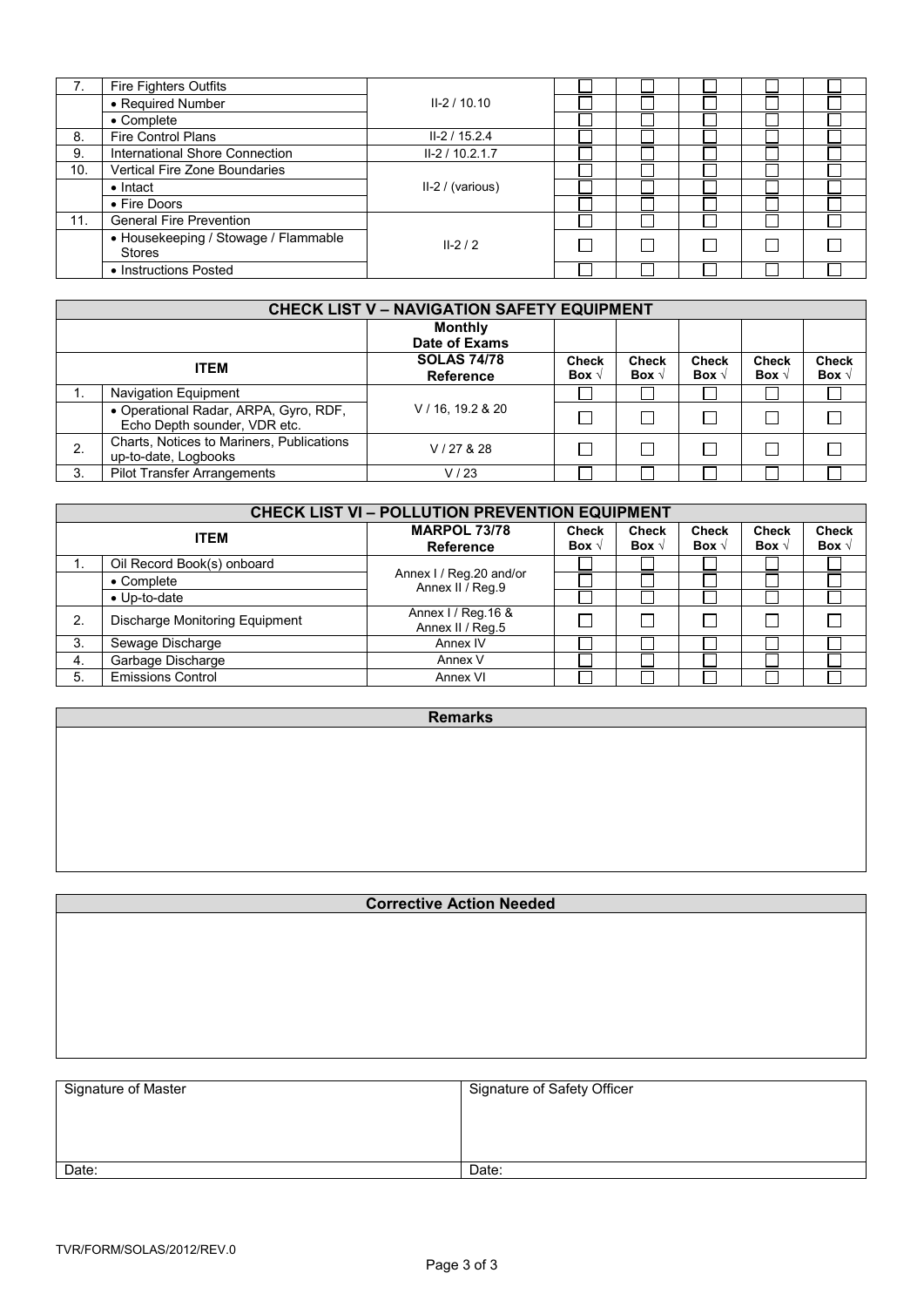| | | | | | | | |
|---|---|---|---|---|---|---|---|
| 7. | Fire Fighters Outfits | II-2 / 10.10 | ☐ | ☐ | ☐ | ☐ | ☐ |
| | • Required Number | | ☐ | ☐ | ☐ | ☐ | ☐ |
| | • Complete | | ☐ | ☐ | ☐ | ☐ | ☐ |
| 8. | Fire Control Plans | II-2 / 15.2.4 | ☐ | ☐ | ☐ | ☐ | ☐ |
| 9. | International Shore Connection | II-2 / 10.2.1.7 | ☐ | ☐ | ☐ | ☐ | ☐ |
| 10. | Vertical Fire Zone Boundaries | II-2 / (various) | ☐ | ☐ | ☐ | ☐ | ☐ |
| | • Intact | | ☐ | ☐ | ☐ | ☐ | ☐ |
| | • Fire Doors | | ☐ | ☐ | ☐ | ☐ | ☐ |
| 11. | General Fire Prevention | II-2 / 2 | ☐ | ☐ | ☐ | ☐ | ☐ |
| | • Housekeeping / Stowage / Flammable Stores | | ☐ | ☐ | ☐ | ☐ | ☐ |
| | • Instructions Posted | | ☐ | ☐ | ☐ | ☐ | ☐ |

| CHECK LIST V – NAVIGATION SAFETY EQUIPMENT | | | | | | | |
|---|---|---|---|---|---|---|---|
| | | **Monthly Date of Exams** | | | | | |
| **ITEM** | | **SOLAS 74/78 Reference** | **Check Box √** | **Check Box √** | **Check Box √** | **Check Box √** | **Check Box √** |
| 1. | Navigation Equipment | V / 16, 19.2 & 20 | ☐ | ☐ | ☐ | ☐ | ☐ |
| | • Operational Radar, ARPA, Gyro, RDF, Echo Depth sounder, VDR etc. | | ☐ | ☐ | ☐ | ☐ | ☐ |
| 2. | Charts, Notices to Mariners, Publications up-to-date, Logbooks | V / 27 & 28 | ☐ | ☐ | ☐ | ☐ | ☐ |
| 3. | Pilot Transfer Arrangements | V / 23 | ☐ | ☐ | ☐ | ☐ | ☐ |

| CHECK LIST VI – POLLUTION PREVENTION EQUIPMENT | | | | | | | |
|---|---|---|---|---|---|---|---|
| **ITEM** | | **MARPOL 73/78 Reference** | **Check Box √** | **Check Box √** | **Check Box √** | **Check Box √** | **Check Box √** |
| 1. | Oil Record Book(s) onboard | Annex I / Reg.20 and/or Annex II / Reg.9 | ☐ | ☐ | ☐ | ☐ | ☐ |
| | • Complete | | ☐ | ☐ | ☐ | ☐ | ☐ |
| | • Up-to-date | | ☐ | ☐ | ☐ | ☐ | ☐ |
| 2. | Discharge Monitoring Equipment | Annex I / Reg.16 & Annex II / Reg.5 | ☐ | ☐ | ☐ | ☐ | ☐ |
| 3. | Sewage Discharge | Annex IV | ☐ | ☐ | ☐ | ☐ | ☐ |
| 4. | Garbage Discharge | Annex V | ☐ | ☐ | ☐ | ☐ | ☐ |
| 5. | Emissions Control | Annex VI | ☐ | ☐ | ☐ | ☐ | ☐ |

| **Remarks** |
|---|
| |

| **Corrective Action Needed** |
|---|
| |

| Signature of Master | Signature of Safety Officer |
|---|---|
| | |
| Date: | Date: |

TVR/FORM/SOLAS/2012/REV.0